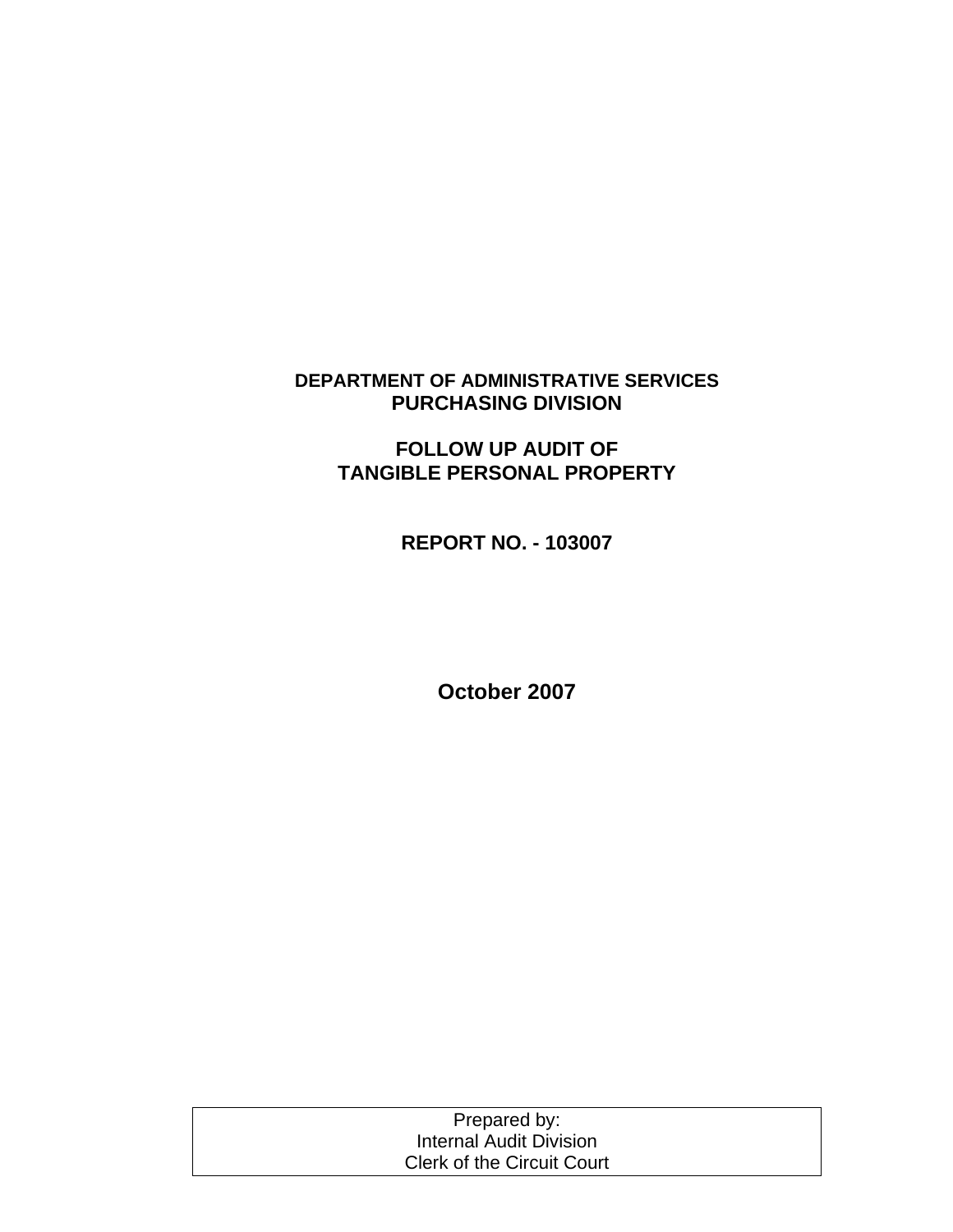# DEPARTMENT OF ADMINISTRATIVE SERVICES
# PURCHASING DIVISION

## FOLLOW UP AUDIT OF TANGIBLE PERSONAL PROPERTY

## REPORT NO. - 103007

## October 2007

Prepared by:
Internal Audit Division
Clerk of the Circuit Court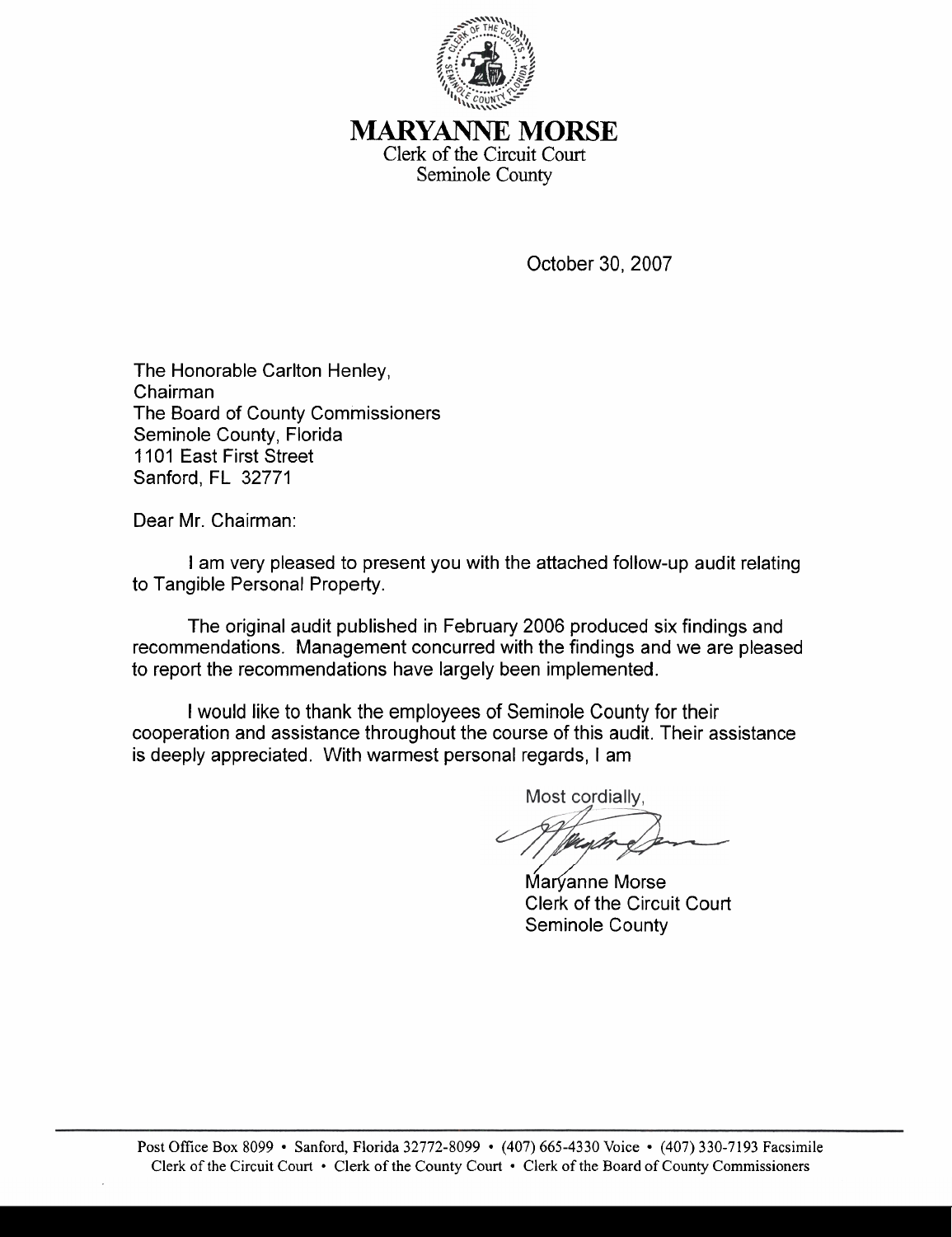# MARYANNE MORSE

Clerk of the Circuit Court
Seminole County

October 30, 2007

The Honorable Carlton Henley,
Chairman
The Board of County Commissioners
Seminole County, Florida
1101 East First Street
Sanford, FL 32771

Dear Mr. Chairman:

I am very pleased to present you with the attached follow-up audit relating to Tangible Personal Property.

The original audit published in February 2006 produced six findings and recommendations. Management concurred with the findings and we are pleased to report the recommendations have largely been implemented.

I would like to thank the employees of Seminole County for their cooperation and assistance throughout the course of this audit. Their assistance is deeply appreciated. With warmest personal regards, I am

Most cordially,

Maryanne Morse
Clerk of the Circuit Court
Seminole County

Post Office Box 8099 • Sanford, Florida 32772-8099 • (407) 665-4330 Voice • (407) 330-7193 Facsimile
Clerk of the Circuit Court • Clerk of the County Court • Clerk of the Board of County Commissioners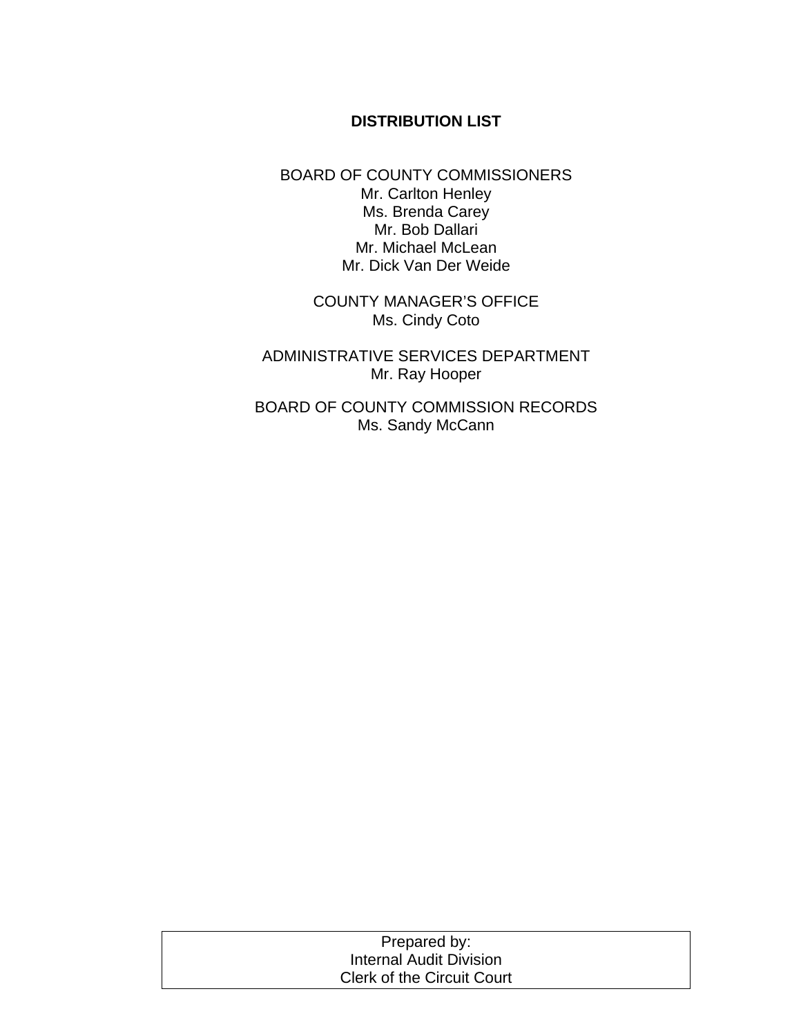## DISTRIBUTION LIST

BOARD OF COUNTY COMMISSIONERS
Mr. Carlton Henley
Ms. Brenda Carey
Mr. Bob Dallari
Mr. Michael McLean
Mr. Dick Van Der Weide

COUNTY MANAGER'S OFFICE
Ms. Cindy Coto

ADMINISTRATIVE SERVICES DEPARTMENT
Mr. Ray Hooper

BOARD OF COUNTY COMMISSION RECORDS
Ms. Sandy McCann

| Prepared by: Internal Audit Division Clerk of the Circuit Court |
| --- |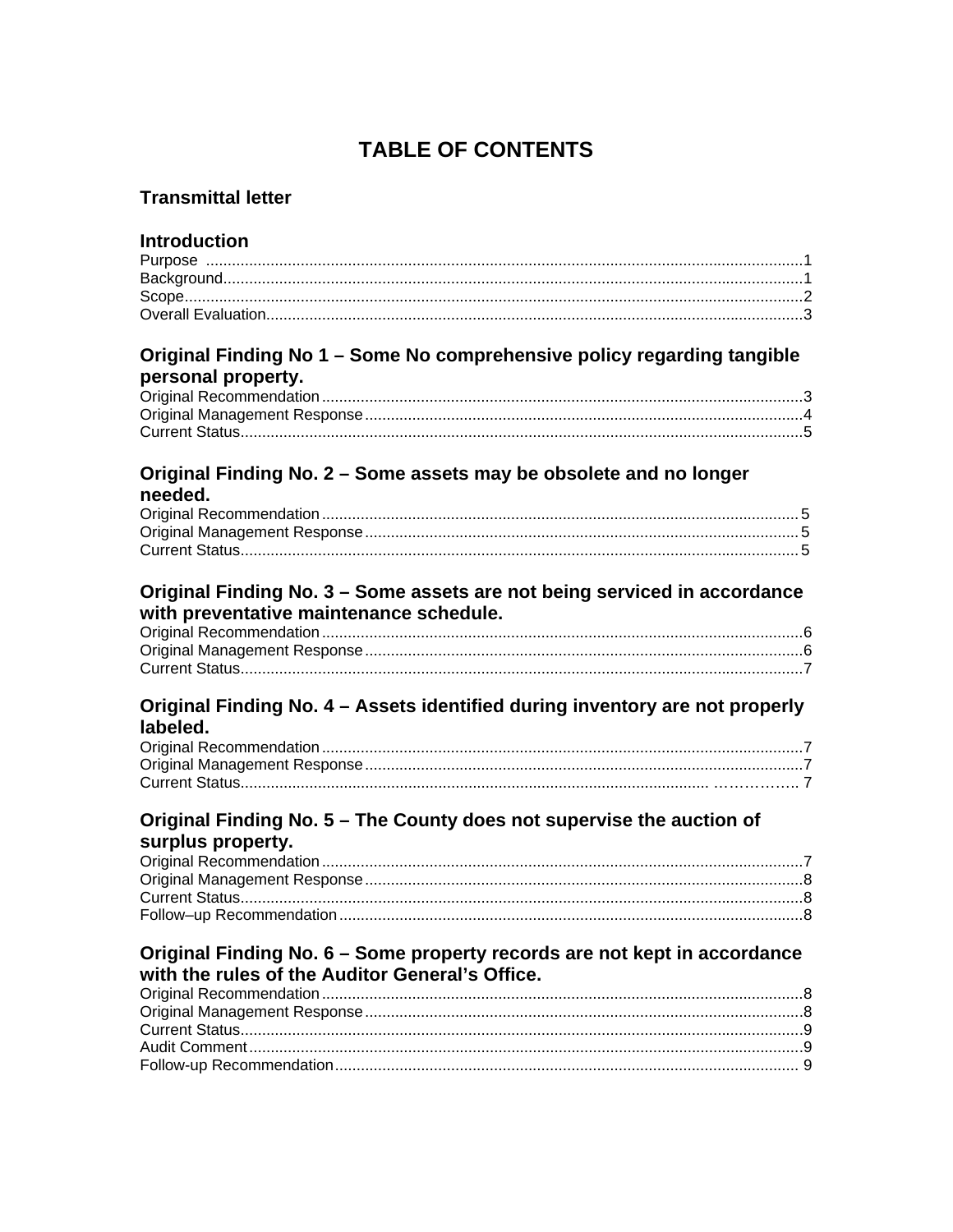# TABLE OF CONTENTS

### Transmittal letter

### Introduction

Purpose ..........................................................................................................................1
Background......................................................................................................................1
Scope...............................................................................................................................2
Overall Evaluation............................................................................................................3

### Original Finding No 1 – Some No comprehensive policy regarding tangible personal property.

Original Recommendation ...............................................................................................3
Original Management Response .....................................................................................4
Current Status..................................................................................................................5

### Original Finding No. 2 – Some assets may be obsolete and no longer needed.

Original Recommendation ...............................................................................................5
Original Management Response .....................................................................................5
Current Status..................................................................................................................5

### Original Finding No. 3 – Some assets are not being serviced in accordance with preventative maintenance schedule.

Original Recommendation ...............................................................................................6
Original Management Response .....................................................................................6
Current Status..................................................................................................................7

### Original Finding No. 4 – Assets identified during inventory are not properly labeled.

Original Recommendation ...............................................................................................7
Original Management Response .....................................................................................7
Current Status.................................................................................................................. 7

### Original Finding No. 5 – The County does not supervise the auction of surplus property.

Original Recommendation ...............................................................................................7
Original Management Response .....................................................................................8
Current Status..................................................................................................................8
Follow–up Recommendation ...........................................................................................8

### Original Finding No. 6 – Some property records are not kept in accordance with the rules of the Auditor General's Office.

Original Recommendation ...............................................................................................8
Original Management Response .....................................................................................8
Current Status..................................................................................................................9
Audit Comment ................................................................................................................9
Follow-up Recommendation............................................................................................ 9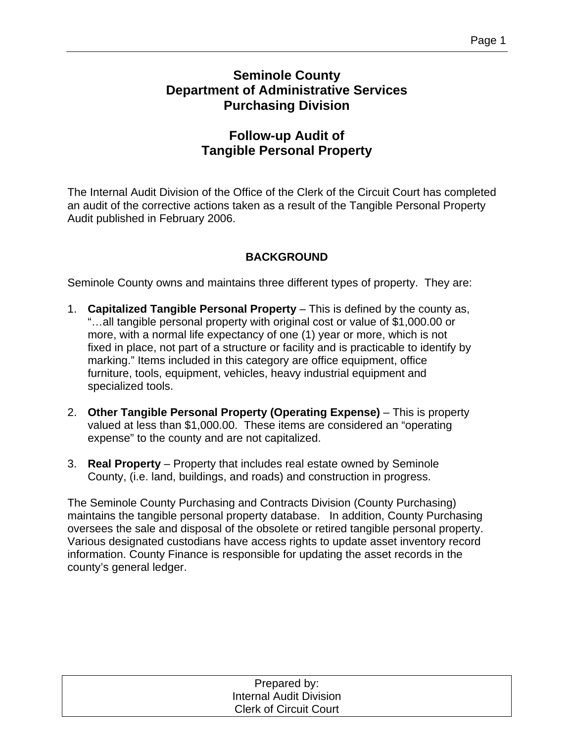# Seminole County
# Department of Administrative Services
# Purchasing Division

## Follow-up Audit of Tangible Personal Property

The Internal Audit Division of the Office of the Clerk of the Circuit Court has completed an audit of the corrective actions taken as a result of the Tangible Personal Property Audit published in February 2006.

### BACKGROUND

Seminole County owns and maintains three different types of property. They are:

1. **Capitalized Tangible Personal Property** – This is defined by the county as, "…all tangible personal property with original cost or value of $1,000.00 or more, with a normal life expectancy of one (1) year or more, which is not fixed in place, not part of a structure or facility and is practicable to identify by marking." Items included in this category are office equipment, office furniture, tools, equipment, vehicles, heavy industrial equipment and specialized tools.

2. **Other Tangible Personal Property (Operating Expense)** – This is property valued at less than $1,000.00. These items are considered an "operating expense" to the county and are not capitalized.

3. **Real Property** – Property that includes real estate owned by Seminole County, (i.e. land, buildings, and roads) and construction in progress.

The Seminole County Purchasing and Contracts Division (County Purchasing) maintains the tangible personal property database. In addition, County Purchasing oversees the sale and disposal of the obsolete or retired tangible personal property. Various designated custodians have access rights to update asset inventory record information. County Finance is responsible for updating the asset records in the county's general ledger.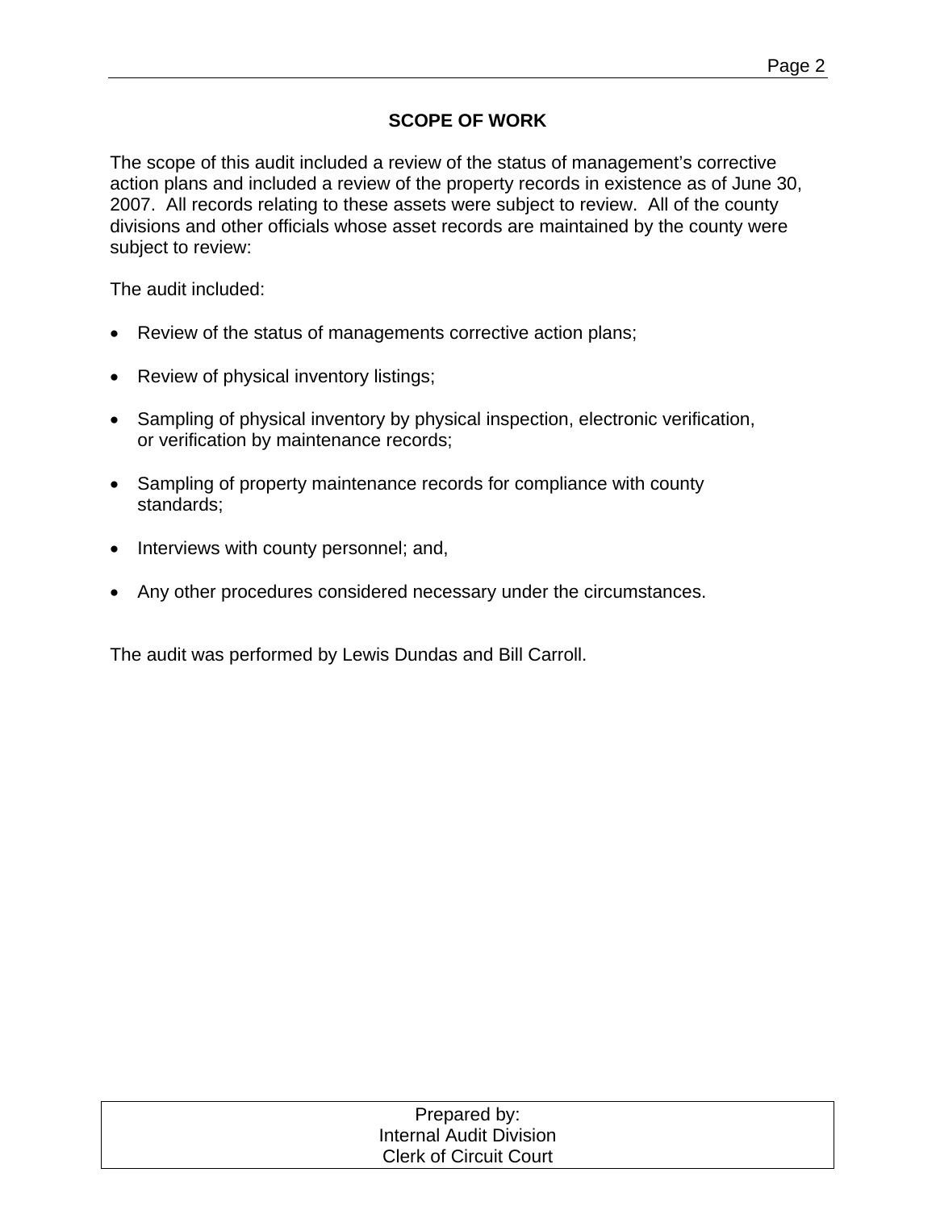## SCOPE OF WORK

The scope of this audit included a review of the status of management's corrective action plans and included a review of the property records in existence as of June 30, 2007. All records relating to these assets were subject to review. All of the county divisions and other officials whose asset records are maintained by the county were subject to review:

The audit included:

- Review of the status of managements corrective action plans;
- Review of physical inventory listings;
- Sampling of physical inventory by physical inspection, electronic verification, or verification by maintenance records;
- Sampling of property maintenance records for compliance with county standards;
- Interviews with county personnel; and,
- Any other procedures considered necessary under the circumstances.

The audit was performed by Lewis Dundas and Bill Carroll.

Prepared by:
Internal Audit Division
Clerk of Circuit Court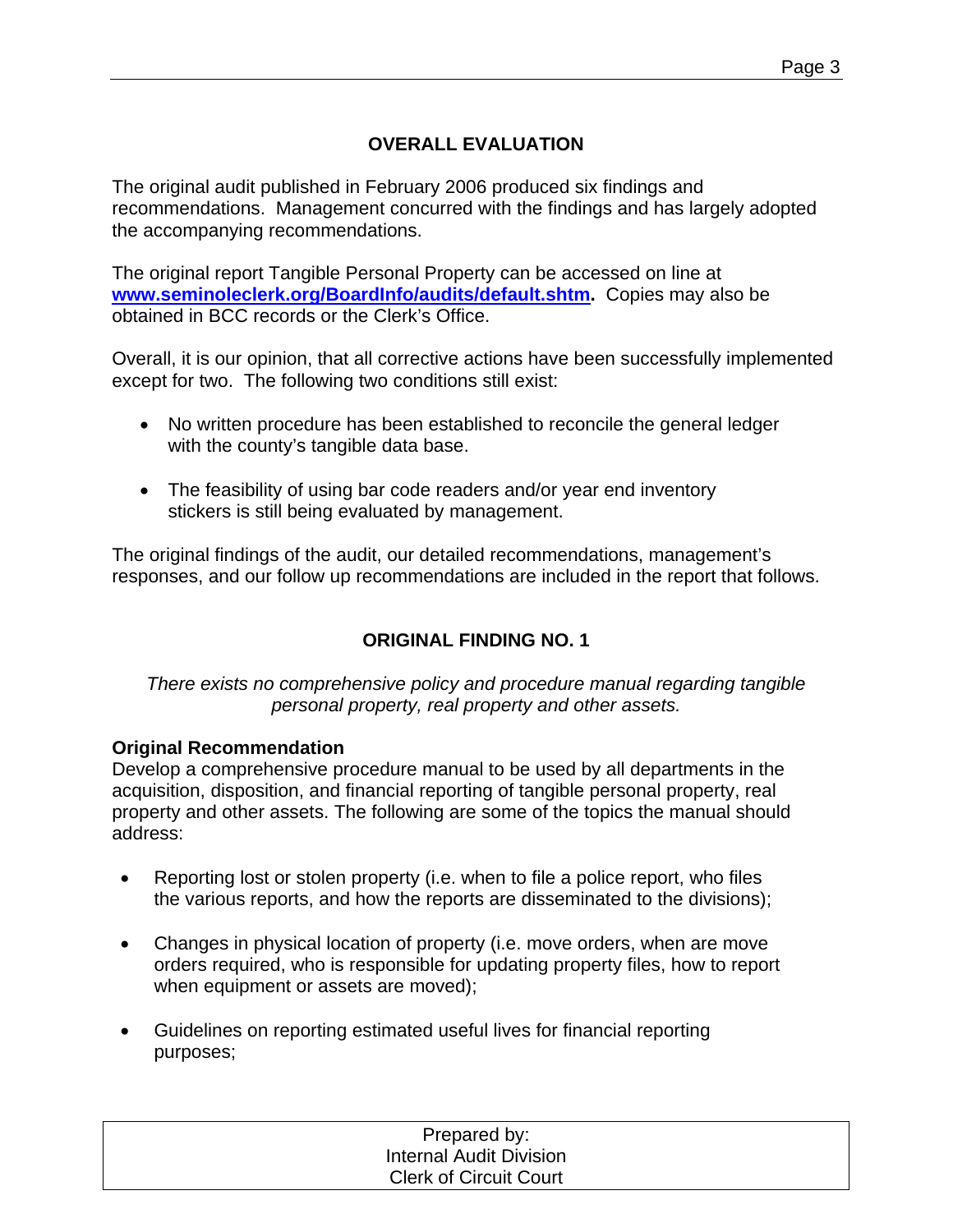## OVERALL EVALUATION

The original audit published in February 2006 produced six findings and recommendations. Management concurred with the findings and has largely adopted the accompanying recommendations.

The original report Tangible Personal Property can be accessed on line at **www.seminoleclerk.org/BoardInfo/audits/default.shtm.** Copies may also be obtained in BCC records or the Clerk's Office.

Overall, it is our opinion, that all corrective actions have been successfully implemented except for two. The following two conditions still exist:

- No written procedure has been established to reconcile the general ledger with the county's tangible data base.
- The feasibility of using bar code readers and/or year end inventory stickers is still being evaluated by management.

The original findings of the audit, our detailed recommendations, management's responses, and our follow up recommendations are included in the report that follows.

## ORIGINAL FINDING NO. 1

*There exists no comprehensive policy and procedure manual regarding tangible personal property, real property and other assets.*

**Original Recommendation**

Develop a comprehensive procedure manual to be used by all departments in the acquisition, disposition, and financial reporting of tangible personal property, real property and other assets. The following are some of the topics the manual should address:

- Reporting lost or stolen property (i.e. when to file a police report, who files the various reports, and how the reports are disseminated to the divisions);
- Changes in physical location of property (i.e. move orders, when are move orders required, who is responsible for updating property files, how to report when equipment or assets are moved);
- Guidelines on reporting estimated useful lives for financial reporting purposes;

Prepared by:
Internal Audit Division
Clerk of Circuit Court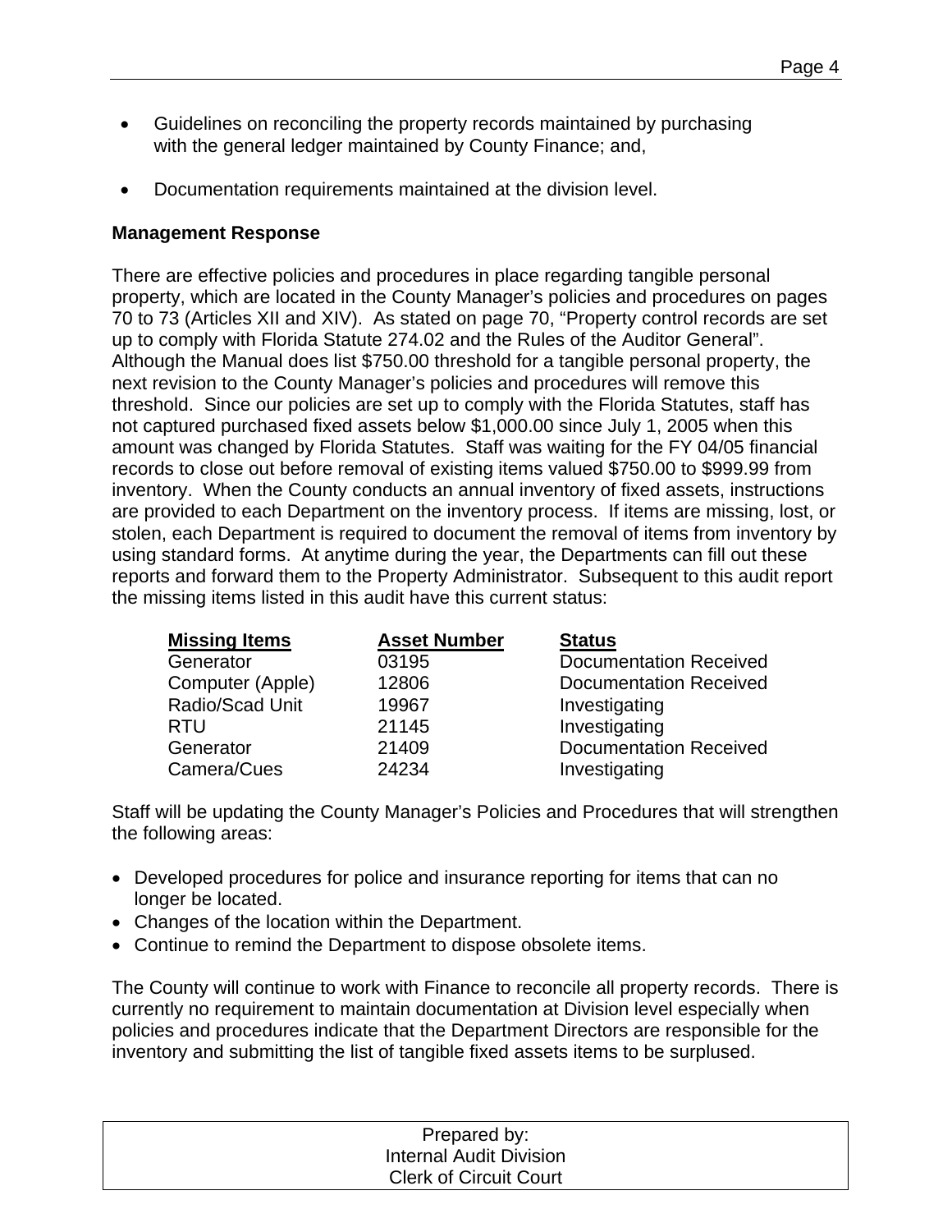- Guidelines on reconciling the property records maintained by purchasing with the general ledger maintained by County Finance; and,
- Documentation requirements maintained at the division level.

**Management Response**

There are effective policies and procedures in place regarding tangible personal property, which are located in the County Manager's policies and procedures on pages 70 to 73 (Articles XII and XIV). As stated on page 70, "Property control records are set up to comply with Florida Statute 274.02 and the Rules of the Auditor General". Although the Manual does list $750.00 threshold for a tangible personal property, the next revision to the County Manager's policies and procedures will remove this threshold. Since our policies are set up to comply with the Florida Statutes, staff has not captured purchased fixed assets below $1,000.00 since July 1, 2005 when this amount was changed by Florida Statutes. Staff was waiting for the FY 04/05 financial records to close out before removal of existing items valued $750.00 to $999.99 from inventory. When the County conducts an annual inventory of fixed assets, instructions are provided to each Department on the inventory process. If items are missing, lost, or stolen, each Department is required to document the removal of items from inventory by using standard forms. At anytime during the year, the Departments can fill out these reports and forward them to the Property Administrator. Subsequent to this audit report the missing items listed in this audit have this current status:

| Missing Items | Asset Number | Status |
|---|---|---|
| Generator | 03195 | Documentation Received |
| Computer (Apple) | 12806 | Documentation Received |
| Radio/Scad Unit | 19967 | Investigating |
| RTU | 21145 | Investigating |
| Generator | 21409 | Documentation Received |
| Camera/Cues | 24234 | Investigating |

Staff will be updating the County Manager's Policies and Procedures that will strengthen the following areas:

- Developed procedures for police and insurance reporting for items that can no longer be located.
- Changes of the location within the Department.
- Continue to remind the Department to dispose obsolete items.

The County will continue to work with Finance to reconcile all property records. There is currently no requirement to maintain documentation at Division level especially when policies and procedures indicate that the Department Directors are responsible for the inventory and submitting the list of tangible fixed assets items to be surplused.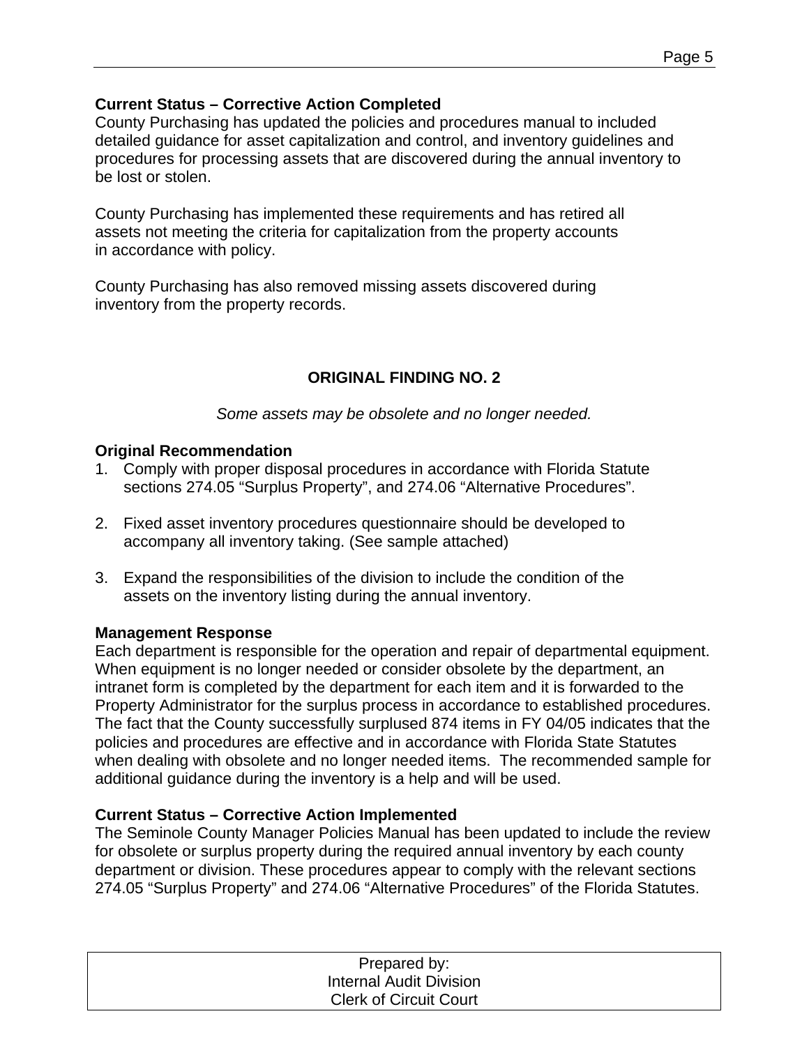**Current Status – Corrective Action Completed**
County Purchasing has updated the policies and procedures manual to included detailed guidance for asset capitalization and control, and inventory guidelines and procedures for processing assets that are discovered during the annual inventory to be lost or stolen.

County Purchasing has implemented these requirements and has retired all assets not meeting the criteria for capitalization from the property accounts in accordance with policy.

County Purchasing has also removed missing assets discovered during inventory from the property records.

## ORIGINAL FINDING NO. 2

*Some assets may be obsolete and no longer needed.*

**Original Recommendation**

1. Comply with proper disposal procedures in accordance with Florida Statute sections 274.05 “Surplus Property”, and 274.06 “Alternative Procedures”.

2. Fixed asset inventory procedures questionnaire should be developed to accompany all inventory taking. (See sample attached)

3. Expand the responsibilities of the division to include the condition of the assets on the inventory listing during the annual inventory.

**Management Response**
Each department is responsible for the operation and repair of departmental equipment. When equipment is no longer needed or consider obsolete by the department, an intranet form is completed by the department for each item and it is forwarded to the Property Administrator for the surplus process in accordance to established procedures. The fact that the County successfully surplused 874 items in FY 04/05 indicates that the policies and procedures are effective and in accordance with Florida State Statutes when dealing with obsolete and no longer needed items. The recommended sample for additional guidance during the inventory is a help and will be used.

**Current Status – Corrective Action Implemented**
The Seminole County Manager Policies Manual has been updated to include the review for obsolete or surplus property during the required annual inventory by each county department or division. These procedures appear to comply with the relevant sections 274.05 “Surplus Property” and 274.06 “Alternative Procedures” of the Florida Statutes.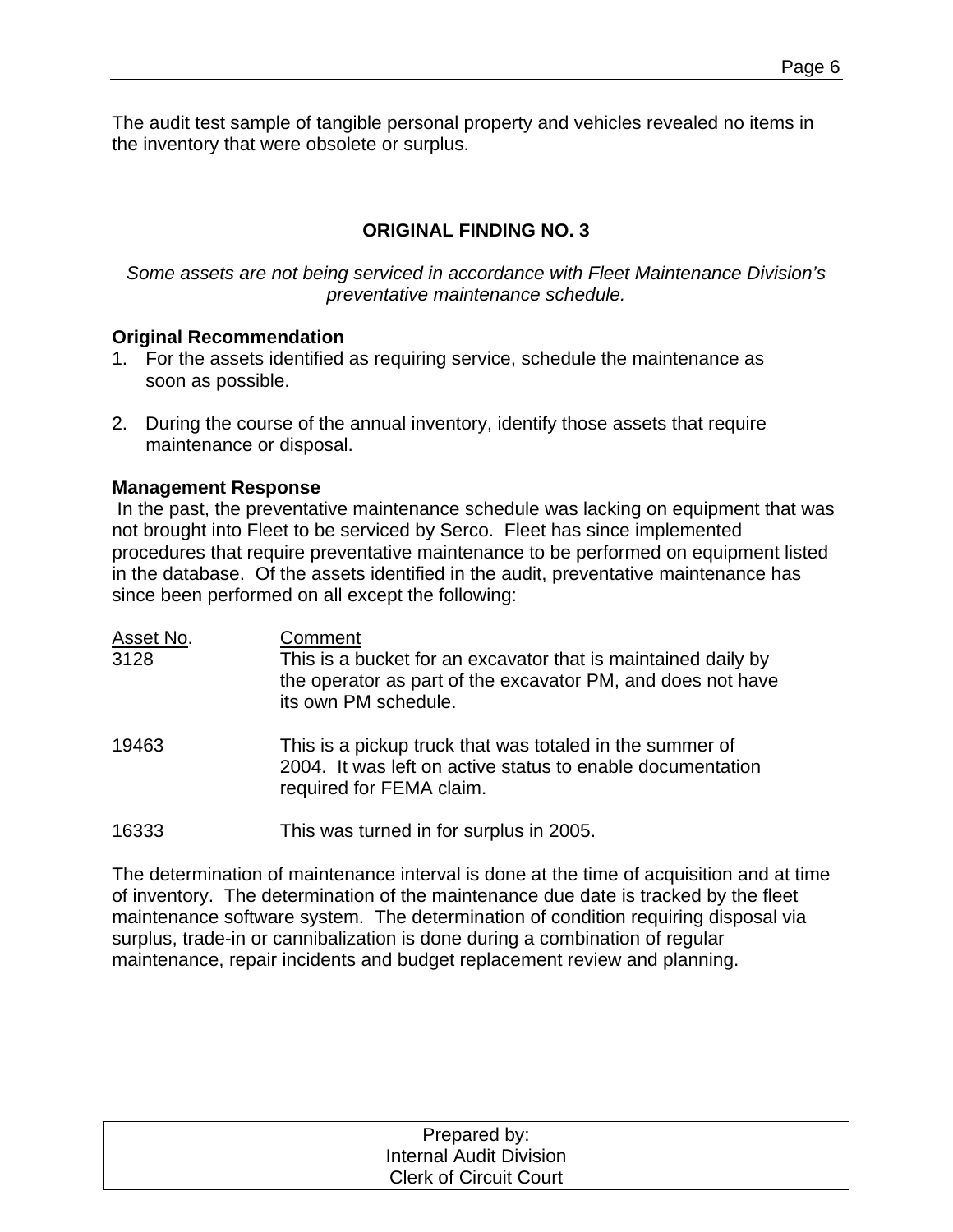The audit test sample of tangible personal property and vehicles revealed no items in the inventory that were obsolete or surplus.

## ORIGINAL FINDING NO. 3

*Some assets are not being serviced in accordance with Fleet Maintenance Division's preventative maintenance schedule.*

**Original Recommendation**

1. For the assets identified as requiring service, schedule the maintenance as soon as possible.

2. During the course of the annual inventory, identify those assets that require maintenance or disposal.

**Management Response**

In the past, the preventative maintenance schedule was lacking on equipment that was not brought into Fleet to be serviced by Serco. Fleet has since implemented procedures that require preventative maintenance to be performed on equipment listed in the database. Of the assets identified in the audit, preventative maintenance has since been performed on all except the following:

| Asset No. | Comment |
| --- | --- |
| 3128 | This is a bucket for an excavator that is maintained daily by the operator as part of the excavator PM, and does not have its own PM schedule. |
| 19463 | This is a pickup truck that was totaled in the summer of 2004. It was left on active status to enable documentation required for FEMA claim. |
| 16333 | This was turned in for surplus in 2005. |

The determination of maintenance interval is done at the time of acquisition and at time of inventory. The determination of the maintenance due date is tracked by the fleet maintenance software system. The determination of condition requiring disposal via surplus, trade-in or cannibalization is done during a combination of regular maintenance, repair incidents and budget replacement review and planning.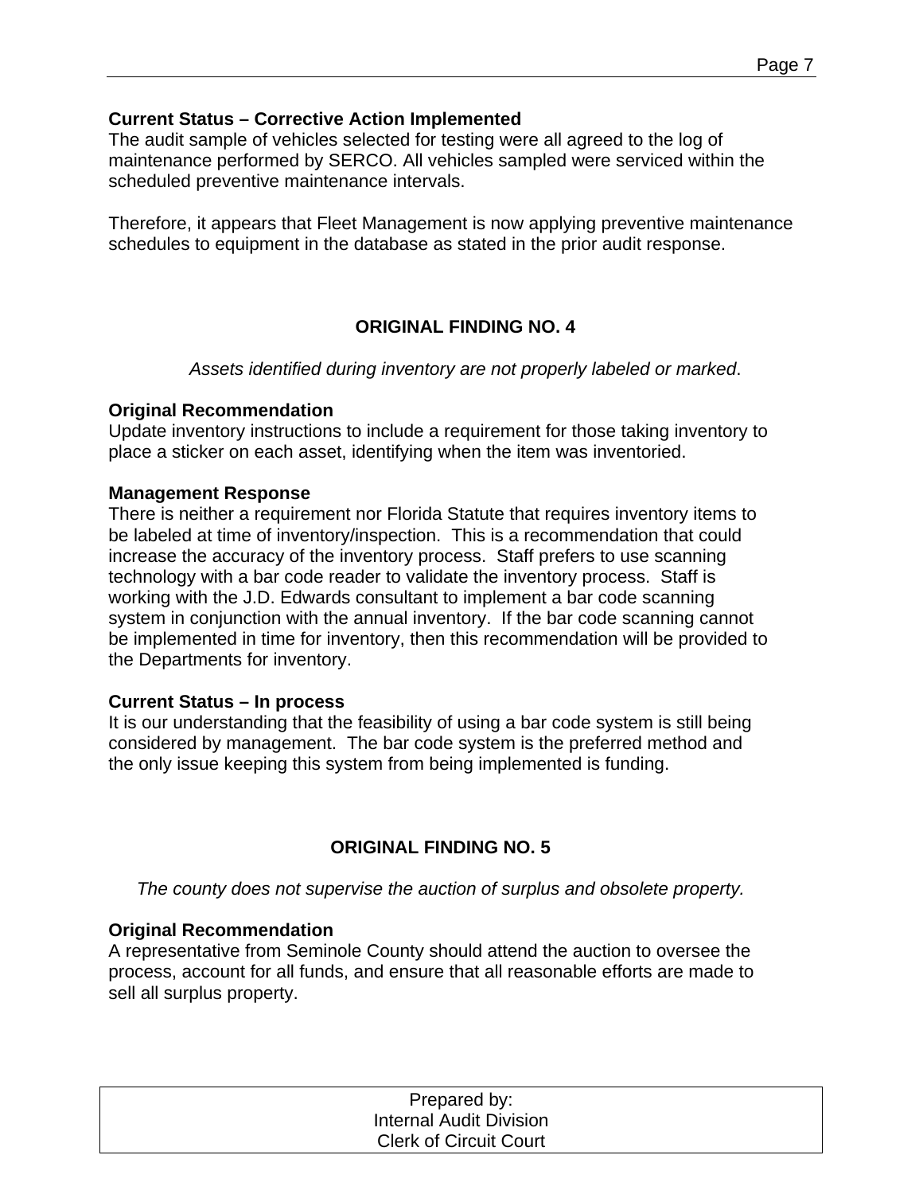**Current Status – Corrective Action Implemented**
The audit sample of vehicles selected for testing were all agreed to the log of maintenance performed by SERCO. All vehicles sampled were serviced within the scheduled preventive maintenance intervals.

Therefore, it appears that Fleet Management is now applying preventive maintenance schedules to equipment in the database as stated in the prior audit response.

## ORIGINAL FINDING NO. 4

*Assets identified during inventory are not properly labeled or marked*.

**Original Recommendation**
Update inventory instructions to include a requirement for those taking inventory to place a sticker on each asset, identifying when the item was inventoried.

**Management Response**
There is neither a requirement nor Florida Statute that requires inventory items to be labeled at time of inventory/inspection. This is a recommendation that could increase the accuracy of the inventory process. Staff prefers to use scanning technology with a bar code reader to validate the inventory process. Staff is working with the J.D. Edwards consultant to implement a bar code scanning system in conjunction with the annual inventory. If the bar code scanning cannot be implemented in time for inventory, then this recommendation will be provided to the Departments for inventory.

**Current Status – In process**
It is our understanding that the feasibility of using a bar code system is still being considered by management. The bar code system is the preferred method and the only issue keeping this system from being implemented is funding.

## ORIGINAL FINDING NO. 5

*The county does not supervise the auction of surplus and obsolete property.*

**Original Recommendation**
A representative from Seminole County should attend the auction to oversee the process, account for all funds, and ensure that all reasonable efforts are made to sell all surplus property.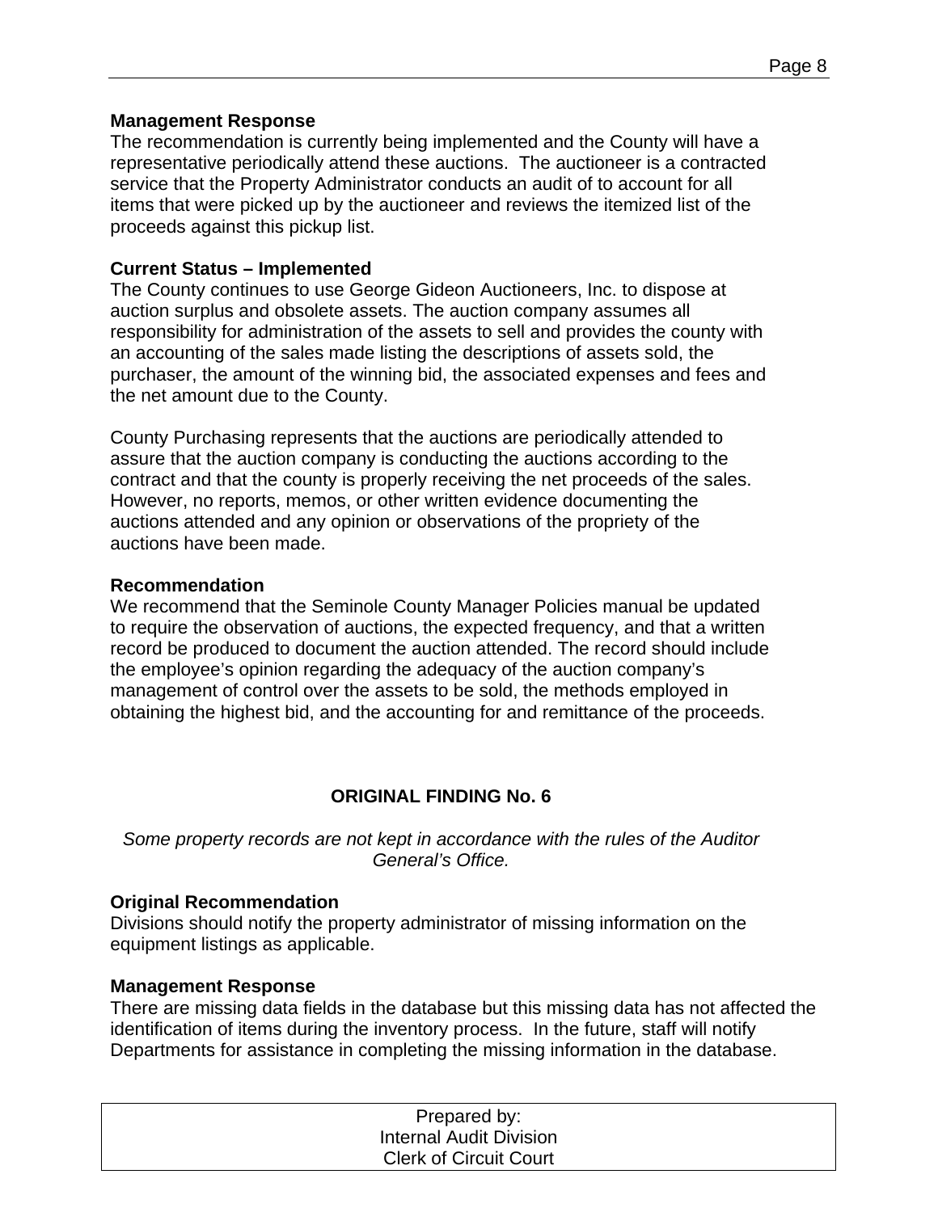**Management Response**
The recommendation is currently being implemented and the County will have a representative periodically attend these auctions. The auctioneer is a contracted service that the Property Administrator conducts an audit of to account for all items that were picked up by the auctioneer and reviews the itemized list of the proceeds against this pickup list.

**Current Status – Implemented**
The County continues to use George Gideon Auctioneers, Inc. to dispose at auction surplus and obsolete assets. The auction company assumes all responsibility for administration of the assets to sell and provides the county with an accounting of the sales made listing the descriptions of assets sold, the purchaser, the amount of the winning bid, the associated expenses and fees and the net amount due to the County.

County Purchasing represents that the auctions are periodically attended to assure that the auction company is conducting the auctions according to the contract and that the county is properly receiving the net proceeds of the sales. However, no reports, memos, or other written evidence documenting the auctions attended and any opinion or observations of the propriety of the auctions have been made.

**Recommendation**
We recommend that the Seminole County Manager Policies manual be updated to require the observation of auctions, the expected frequency, and that a written record be produced to document the auction attended. The record should include the employee's opinion regarding the adequacy of the auction company's management of control over the assets to be sold, the methods employed in obtaining the highest bid, and the accounting for and remittance of the proceeds.

## ORIGINAL FINDING No. 6

*Some property records are not kept in accordance with the rules of the Auditor General's Office.*

**Original Recommendation**
Divisions should notify the property administrator of missing information on the equipment listings as applicable.

**Management Response**
There are missing data fields in the database but this missing data has not affected the identification of items during the inventory process. In the future, staff will notify Departments for assistance in completing the missing information in the database.

Prepared by:
Internal Audit Division
Clerk of Circuit Court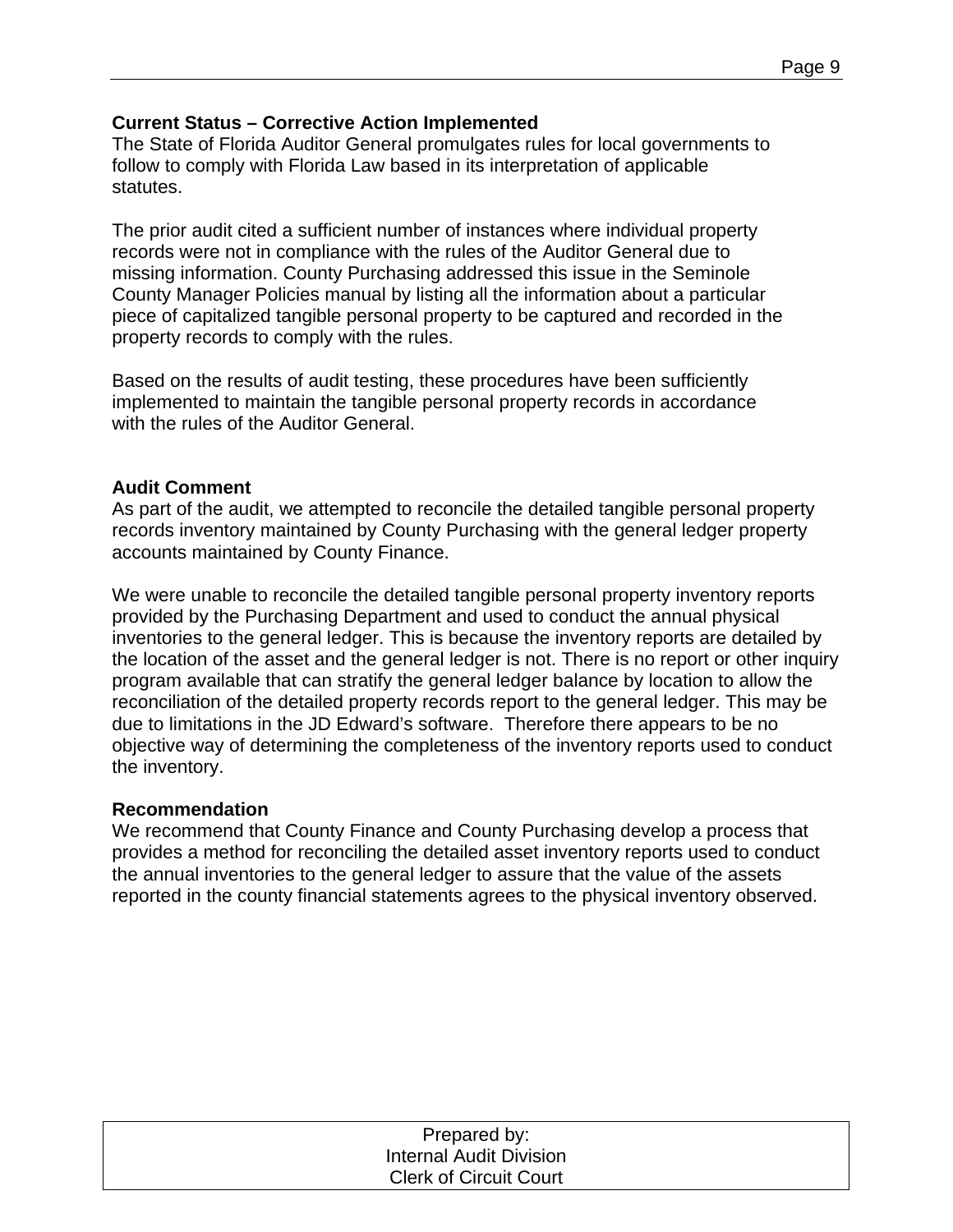**Current Status – Corrective Action Implemented**

The State of Florida Auditor General promulgates rules for local governments to follow to comply with Florida Law based in its interpretation of applicable statutes.

The prior audit cited a sufficient number of instances where individual property records were not in compliance with the rules of the Auditor General due to missing information. County Purchasing addressed this issue in the Seminole County Manager Policies manual by listing all the information about a particular piece of capitalized tangible personal property to be captured and recorded in the property records to comply with the rules.

Based on the results of audit testing, these procedures have been sufficiently implemented to maintain the tangible personal property records in accordance with the rules of the Auditor General.

**Audit Comment**

As part of the audit, we attempted to reconcile the detailed tangible personal property records inventory maintained by County Purchasing with the general ledger property accounts maintained by County Finance.

We were unable to reconcile the detailed tangible personal property inventory reports provided by the Purchasing Department and used to conduct the annual physical inventories to the general ledger. This is because the inventory reports are detailed by the location of the asset and the general ledger is not. There is no report or other inquiry program available that can stratify the general ledger balance by location to allow the reconciliation of the detailed property records report to the general ledger. This may be due to limitations in the JD Edward's software. Therefore there appears to be no objective way of determining the completeness of the inventory reports used to conduct the inventory.

**Recommendation**

We recommend that County Finance and County Purchasing develop a process that provides a method for reconciling the detailed asset inventory reports used to conduct the annual inventories to the general ledger to assure that the value of the assets reported in the county financial statements agrees to the physical inventory observed.